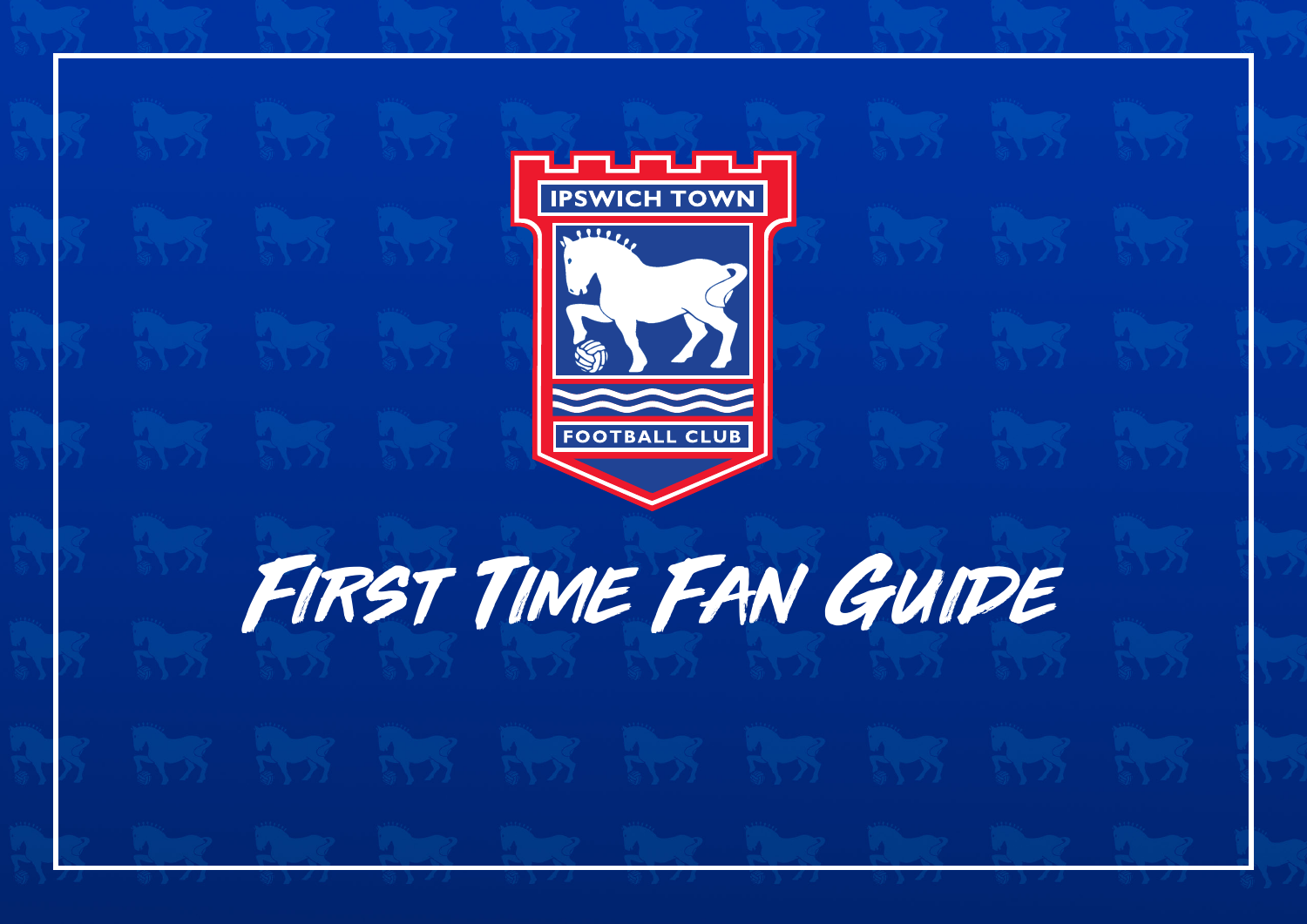IPSWICH TOWN

FOOTBALL CLUB

# First Time Fan Guide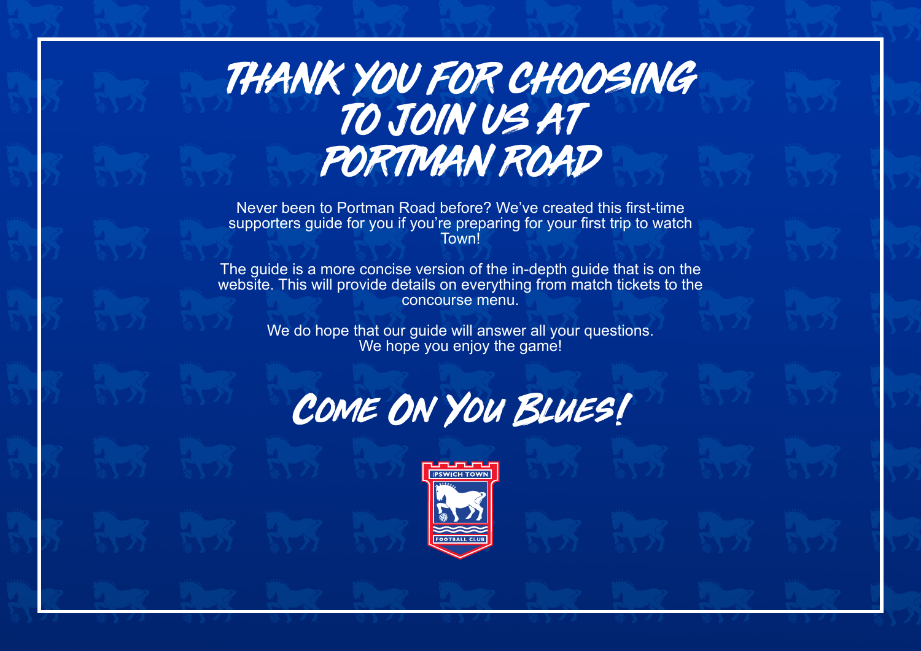# THANK YOU FOR CHOOSING TO JOIN US AT PORTMAN ROAD

Never been to Portman Road before? We've created this first-time supporters guide for you if you're preparing for your first trip to watch Town!

The guide is a more concise version of the in-depth guide that is on the website. This will provide details on everything from match tickets to the concourse menu.

We do hope that our guide will answer all your questions. We hope you enjoy the game!

## Come On You Blues!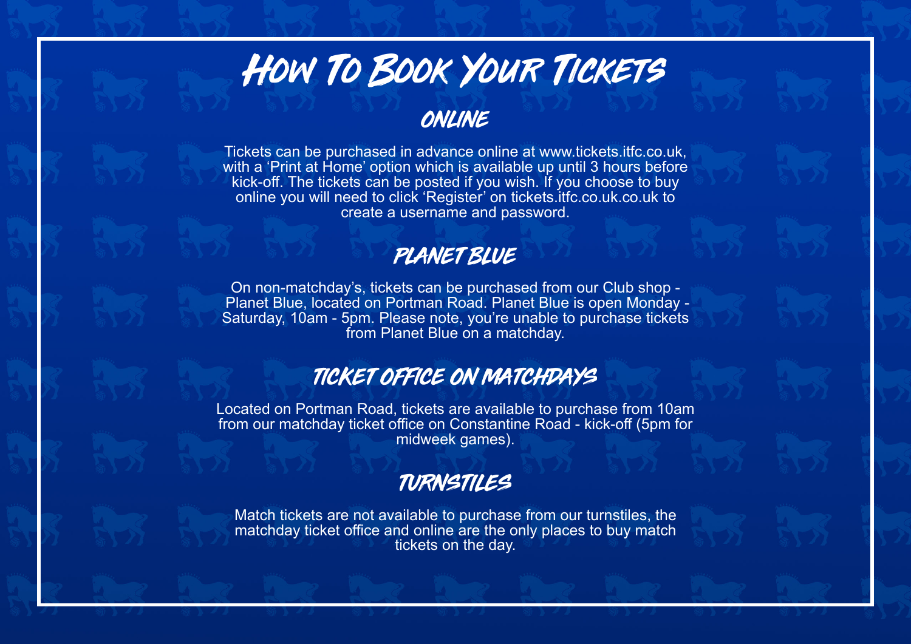# How To Book Your Tickets

## ONLINE

Tickets can be purchased in advance online at www.tickets.itfc.co.uk, with a 'Print at Home' option which is available up until 3 hours before kick-off. The tickets can be posted if you wish. If you choose to buy online you will need to click 'Register' on tickets.itfc.co.uk.co.uk to create a username and password.

## PLANET BLUE

On non-matchday's, tickets can be purchased from our Club shop - Planet Blue, located on Portman Road. Planet Blue is open Monday - Saturday, 10am - 5pm. Please note, you're unable to purchase tickets from Planet Blue on a matchday.

## TICKET OFFICE ON MATCHDAYS

Located on Portman Road, tickets are available to purchase from 10am from our matchday ticket office on Constantine Road - kick-off (5pm for midweek games).

## TURNSTILES

Match tickets are not available to purchase from our turnstiles, the matchday ticket office and online are the only places to buy match tickets on the day.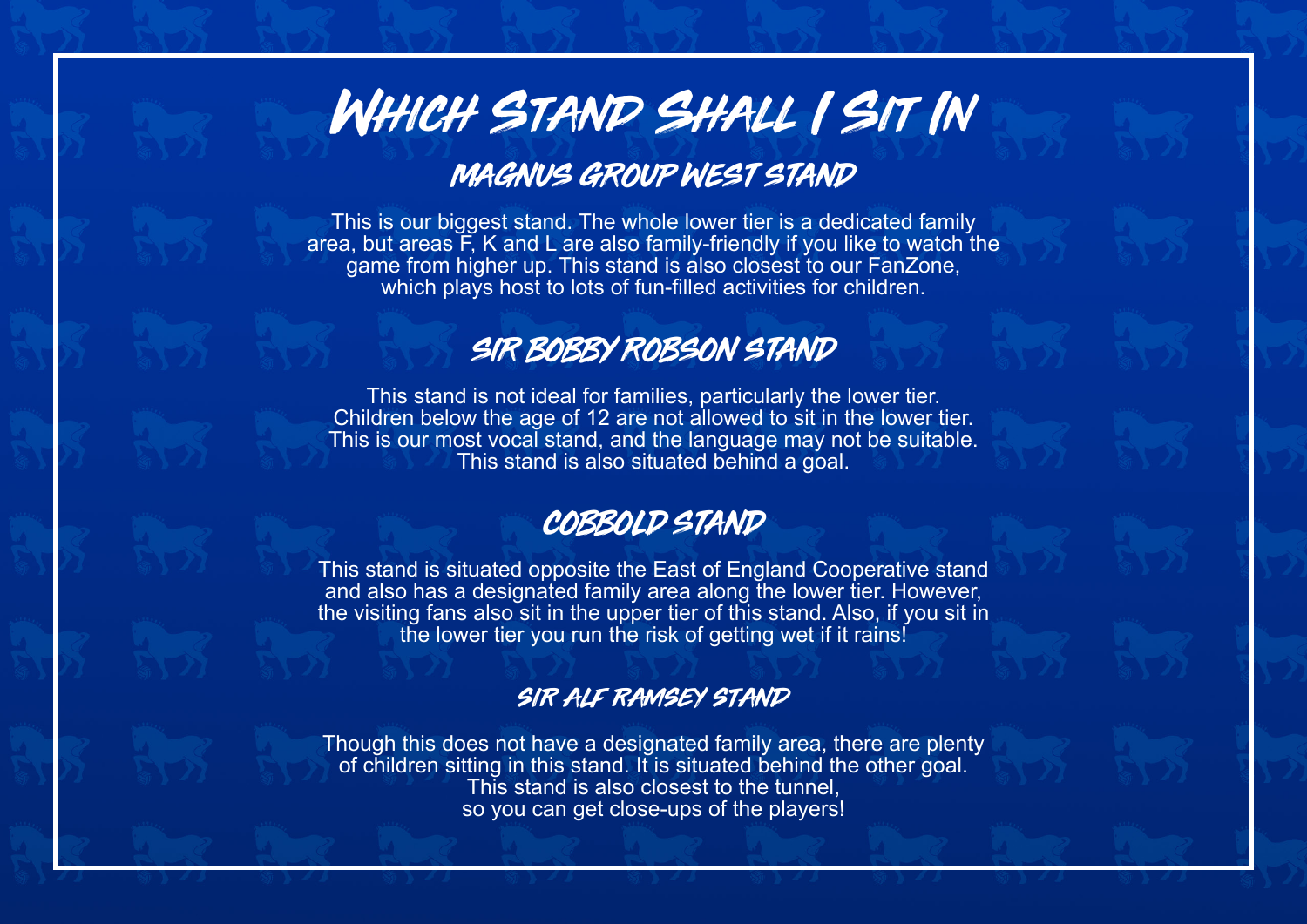# Which Stand Shall I Sit In

## Magnus Group West Stand

This is our biggest stand. The whole lower tier is a dedicated family area, but areas F, K and L are also family-friendly if you like to watch the game from higher up. This stand is also closest to our FanZone, which plays host to lots of fun-filled activities for children.

## Sir Bobby Robson Stand

This stand is not ideal for families, particularly the lower tier. Children below the age of 12 are not allowed to sit in the lower tier. This is our most vocal stand, and the language may not be suitable. This stand is also situated behind a goal.

## Cobbold Stand

This stand is situated opposite the East of England Cooperative stand and also has a designated family area along the lower tier. However, the visiting fans also sit in the upper tier of this stand. Also, if you sit in the lower tier you run the risk of getting wet if it rains!

## Sir Alf Ramsey Stand

Though this does not have a designated family area, there are plenty of children sitting in this stand. It is situated behind the other goal. This stand is also closest to the tunnel, so you can get close-ups of the players!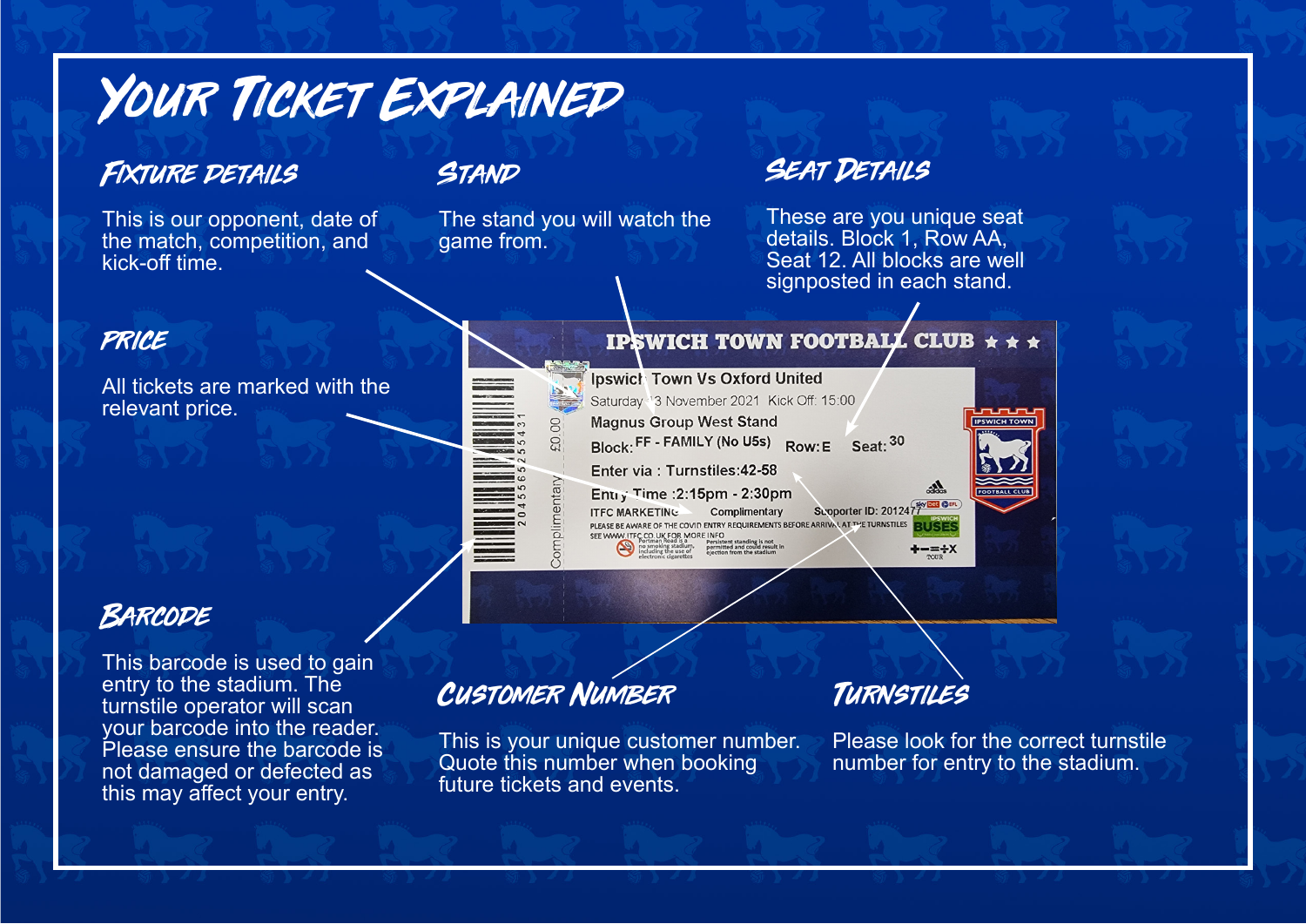# Your Ticket Explained

## Fixture Details

This is our opponent, date of the match, competition, and kick-off time.

## Stand

The stand you will watch the game from.

## Seat Details

These are you unique seat details. Block 1, Row AA, Seat 12. All blocks are well signposted in each stand.

## Price

All tickets are marked with the relevant price.

## Barcode

This barcode is used to gain entry to the stadium. The turnstile operator will scan your barcode into the reader. Please ensure the barcode is not damaged or defected as this may affect your entry.

## Customer Number

This is your unique customer number. Quote this number when booking future tickets and events.

## Turnstiles

Please look for the correct turnstile number for entry to the stadium.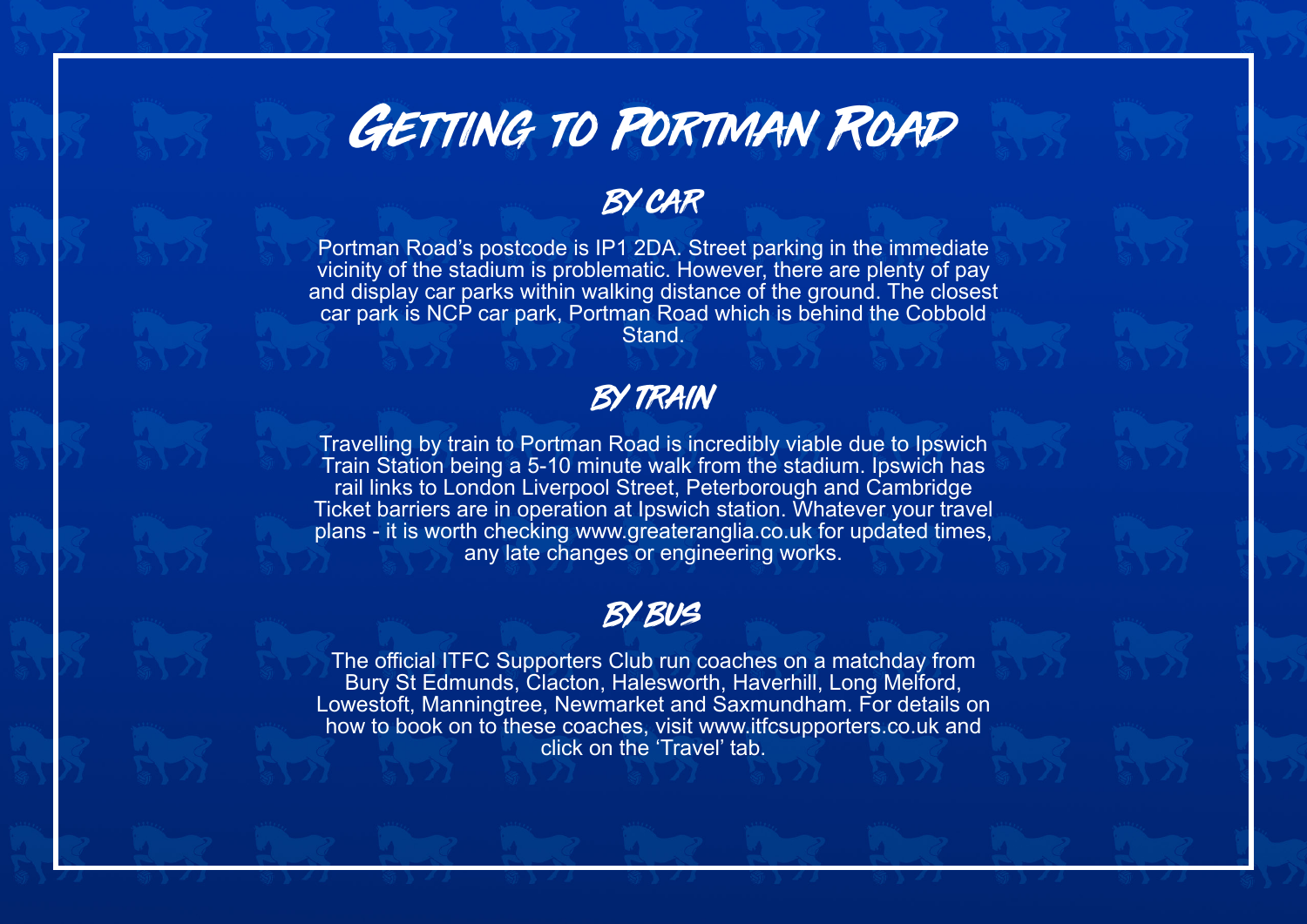# Getting to Portman Road

## By Car

Portman Road's postcode is IP1 2DA. Street parking in the immediate vicinity of the stadium is problematic. However, there are plenty of pay and display car parks within walking distance of the ground. The closest car park is NCP car park, Portman Road which is behind the Cobbold Stand.

## By Train

Travelling by train to Portman Road is incredibly viable due to Ipswich Train Station being a 5-10 minute walk from the stadium. Ipswich has rail links to London Liverpool Street, Peterborough and Cambridge Ticket barriers are in operation at Ipswich station. Whatever your travel plans - it is worth checking www.greateranglia.co.uk for updated times, any late changes or engineering works.

## By Bus

The official ITFC Supporters Club run coaches on a matchday from Bury St Edmunds, Clacton, Halesworth, Haverhill, Long Melford, Lowestoft, Manningtree, Newmarket and Saxmundham. For details on how to book on to these coaches, visit www.itfcsupporters.co.uk and click on the 'Travel' tab.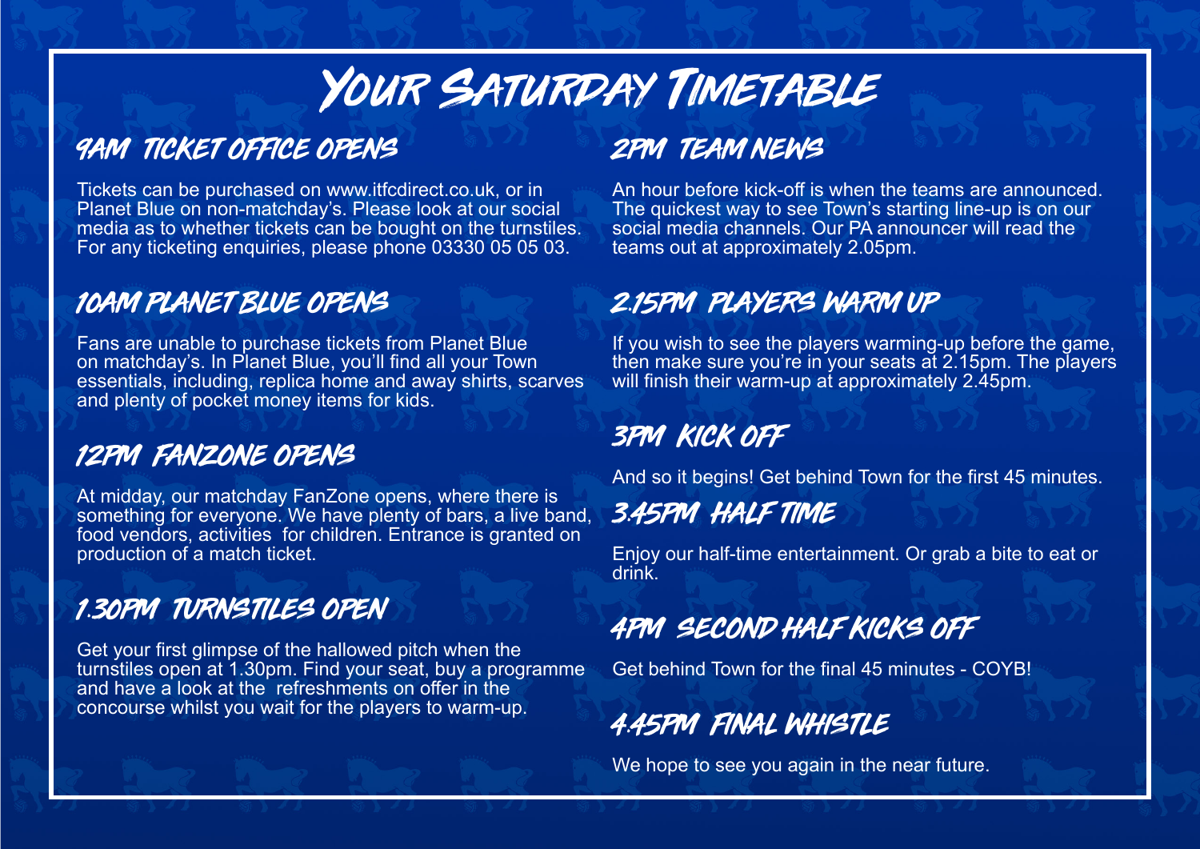# Your Saturday Timetable

## 9AM TICKET OFFICE OPENS

Tickets can be purchased on www.itfcdirect.co.uk, or in Planet Blue on non-matchday's. Please look at our social media as to whether tickets can be bought on the turnstiles. For any ticketing enquiries, please phone 03330 05 05 03.

## 10AM PLANET BLUE OPENS

Fans are unable to purchase tickets from Planet Blue on matchday's. In Planet Blue, you'll find all your Town essentials, including, replica home and away shirts, scarves and plenty of pocket money items for kids.

## 12PM FANZONE OPENS

At midday, our matchday FanZone opens, where there is something for everyone. We have plenty of bars, a live band, food vendors, activities for children. Entrance is granted on production of a match ticket.

## 1.30PM TURNSTILES OPEN

Get your first glimpse of the hallowed pitch when the turnstiles open at 1.30pm. Find your seat, buy a programme and have a look at the refreshments on offer in the concourse whilst you wait for the players to warm-up.

## 2PM TEAM NEWS

An hour before kick-off is when the teams are announced. The quickest way to see Town's starting line-up is on our social media channels. Our PA announcer will read the teams out at approximately 2.05pm.

## 2.15PM PLAYERS WARM UP

If you wish to see the players warming-up before the game, then make sure you're in your seats at 2.15pm. The players will finish their warm-up at approximately 2.45pm.

## 3PM KICK OFF

And so it begins! Get behind Town for the first 45 minutes.

## 3.45PM HALF TIME

Enjoy our half-time entertainment. Or grab a bite to eat or drink.

## 4PM SECOND HALF KICKS OFF

Get behind Town for the final 45 minutes - COYB!

## 4.45PM FINAL WHISTLE

We hope to see you again in the near future.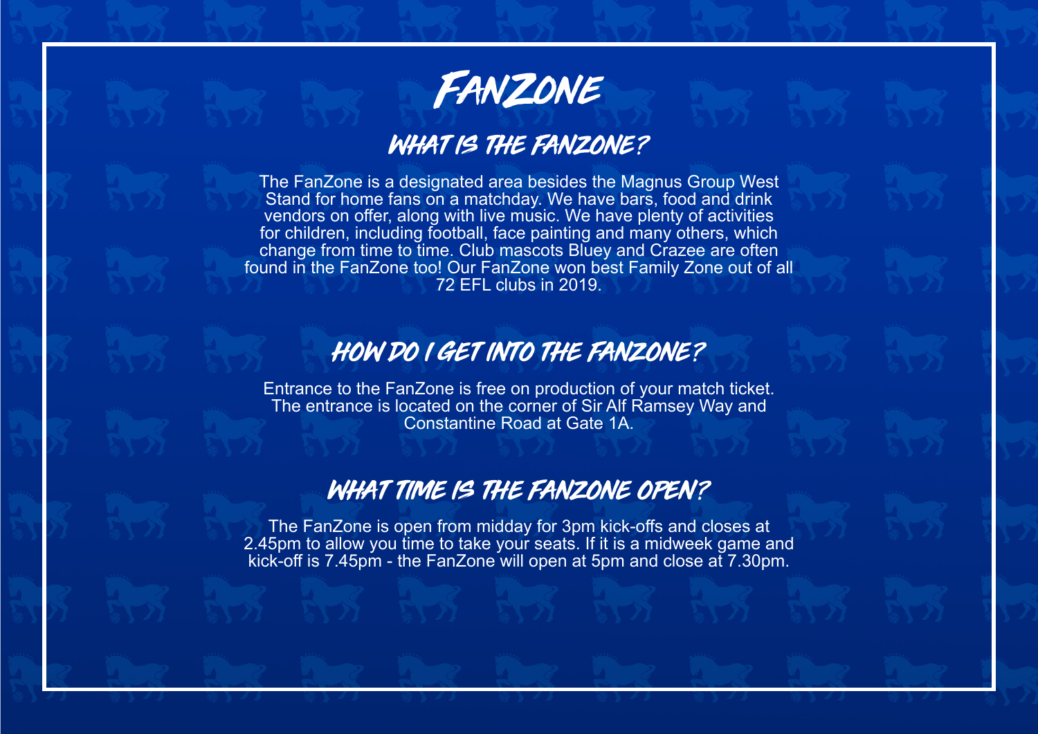# FanZone

## What is the FanZone?

The FanZone is a designated area besides the Magnus Group West Stand for home fans on a matchday. We have bars, food and drink vendors on offer, along with live music. We have plenty of activities for children, including football, face painting and many others, which change from time to time. Club mascots Bluey and Crazee are often found in the FanZone too! Our FanZone won best Family Zone out of all 72 EFL clubs in 2019.

## How do I get into the FanZone?

Entrance to the FanZone is free on production of your match ticket. The entrance is located on the corner of Sir Alf Ramsey Way and Constantine Road at Gate 1A.

## What time is the FanZone open?

The FanZone is open from midday for 3pm kick-offs and closes at 2.45pm to allow you time to take your seats. If it is a midweek game and kick-off is 7.45pm - the FanZone will open at 5pm and close at 7.30pm.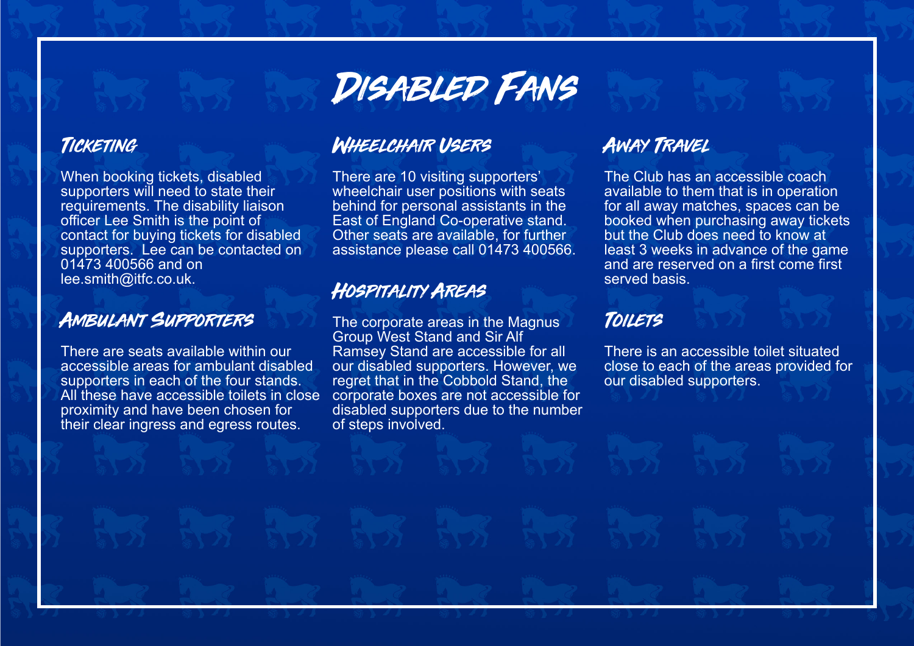# Disabled Fans

## Ticketing

When booking tickets, disabled supporters will need to state their requirements. The disability liaison officer Lee Smith is the point of contact for buying tickets for disabled supporters.  Lee can be contacted on 01473 400566 and on lee.smith@itfc.co.uk.

## Ambulant Supporters

There are seats available within our accessible areas for ambulant disabled supporters in each of the four stands. All these have accessible toilets in close proximity and have been chosen for their clear ingress and egress routes.

## Wheelchair Users

There are 10 visiting supporters' wheelchair user positions with seats behind for personal assistants in the East of England Co-operative stand. Other seats are available, for further assistance please call 01473 400566.

## Hospitality Areas

The corporate areas in the Magnus Group West Stand and Sir Alf Ramsey Stand are accessible for all our disabled supporters. However, we regret that in the Cobbold Stand, the corporate boxes are not accessible for disabled supporters due to the number of steps involved.

## Away Travel

The Club has an accessible coach available to them that is in operation for all away matches, spaces can be booked when purchasing away tickets but the Club does need to know at least 3 weeks in advance of the game and are reserved on a first come first served basis.

## Toilets

There is an accessible toilet situated close to each of the areas provided for our disabled supporters.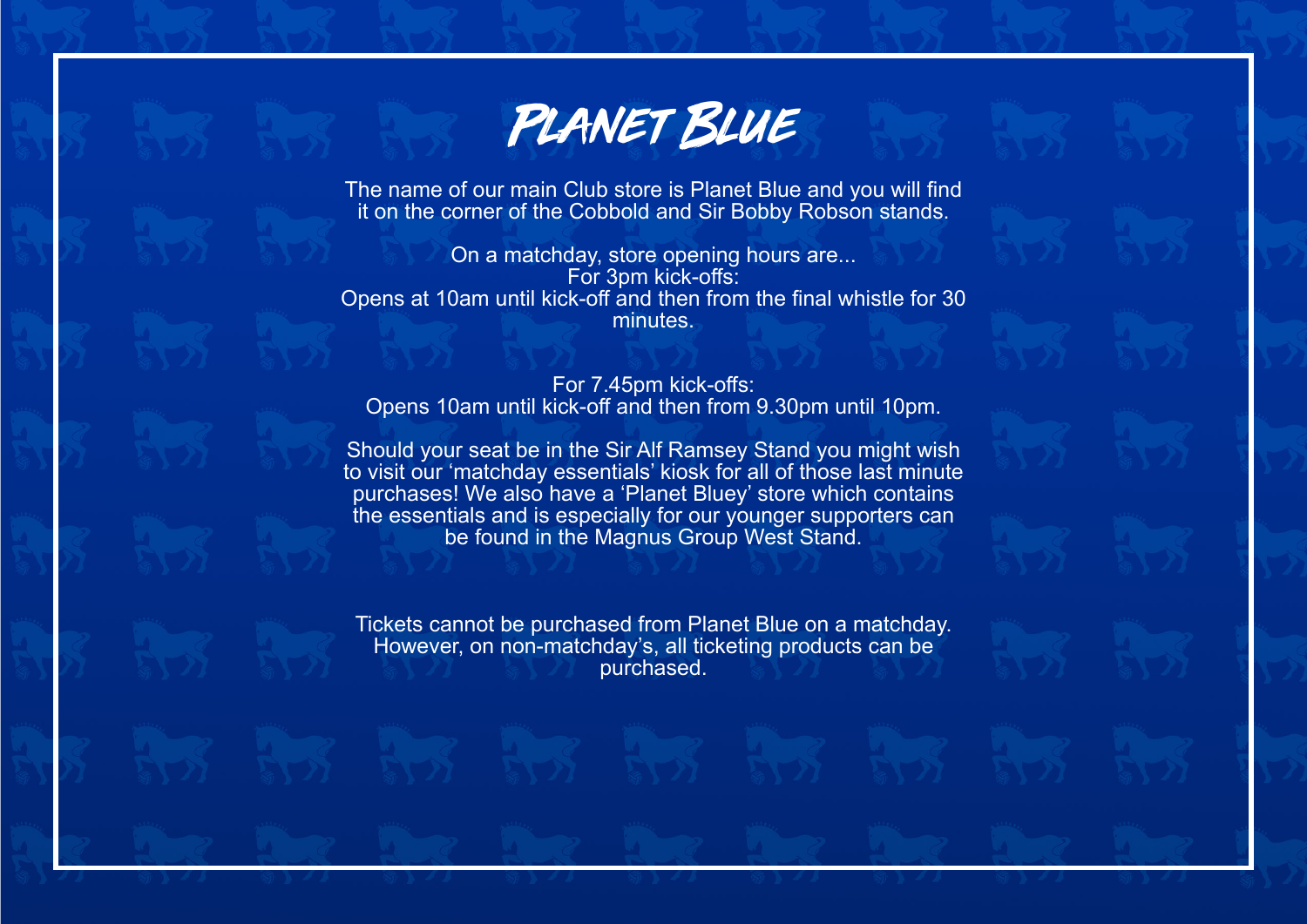# Planet Blue

The name of our main Club store is Planet Blue and you will find it on the corner of the Cobbold and Sir Bobby Robson stands.

On a matchday, store opening hours are...
For 3pm kick-offs:
Opens at 10am until kick-off and then from the final whistle for 30 minutes.

For 7.45pm kick-offs:
Opens 10am until kick-off and then from 9.30pm until 10pm.

Should your seat be in the Sir Alf Ramsey Stand you might wish to visit our 'matchday essentials' kiosk for all of those last minute purchases! We also have a 'Planet Bluey' store which contains the essentials and is especially for our younger supporters can be found in the Magnus Group West Stand.

Tickets cannot be purchased from Planet Blue on a matchday. However, on non-matchday's, all ticketing products can be purchased.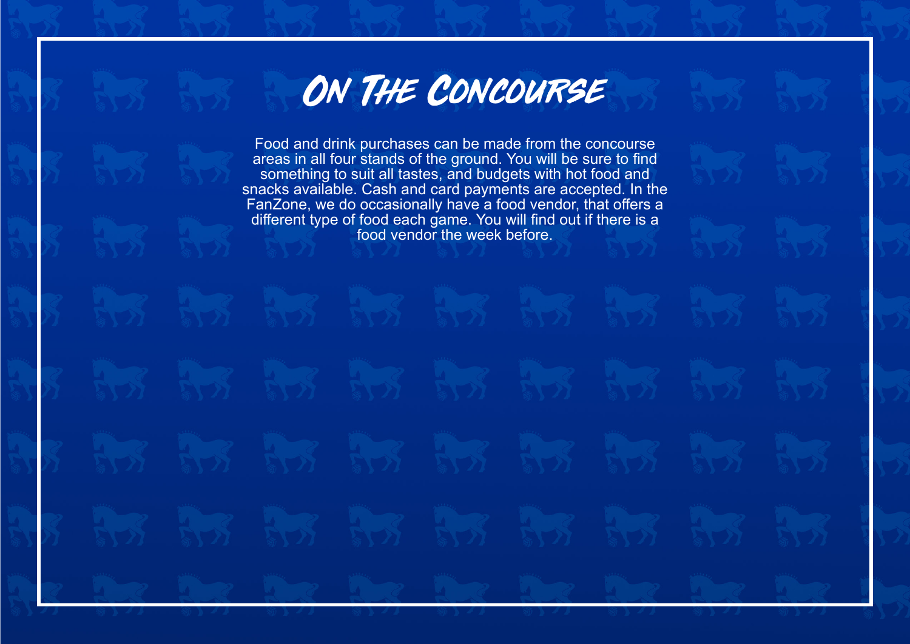# On The Concourse

Food and drink purchases can be made from the concourse areas in all four stands of the ground. You will be sure to find something to suit all tastes, and budgets with hot food and snacks available. Cash and card payments are accepted. In the FanZone, we do occasionally have a food vendor, that offers a different type of food each game. You will find out if there is a food vendor the week before.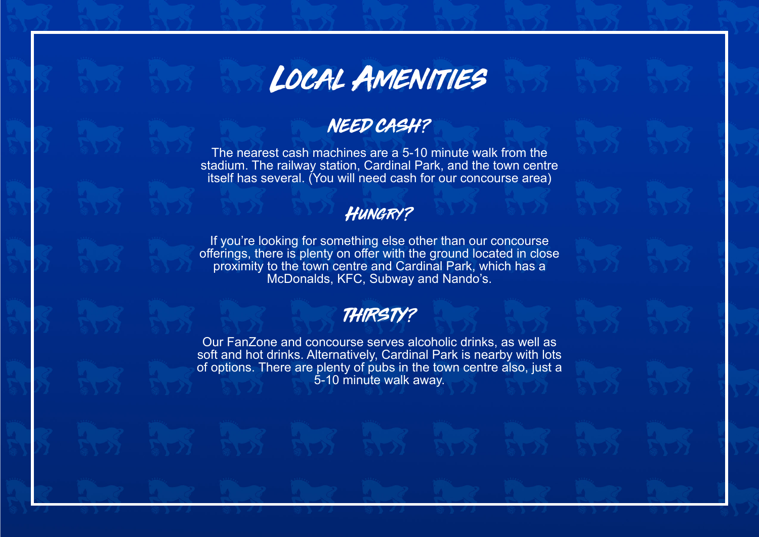# Local Amenities

## Need Cash?

The nearest cash machines are a 5-10 minute walk from the stadium. The railway station, Cardinal Park, and the town centre itself has several. (You will need cash for our concourse area)

## Hungry?

If you're looking for something else other than our concourse offerings, there is plenty on offer with the ground located in close proximity to the town centre and Cardinal Park, which has a McDonalds, KFC, Subway and Nando's.

## Thirsty?

Our FanZone and concourse serves alcoholic drinks, as well as soft and hot drinks. Alternatively, Cardinal Park is nearby with lots of options. There are plenty of pubs in the town centre also, just a 5-10 minute walk away.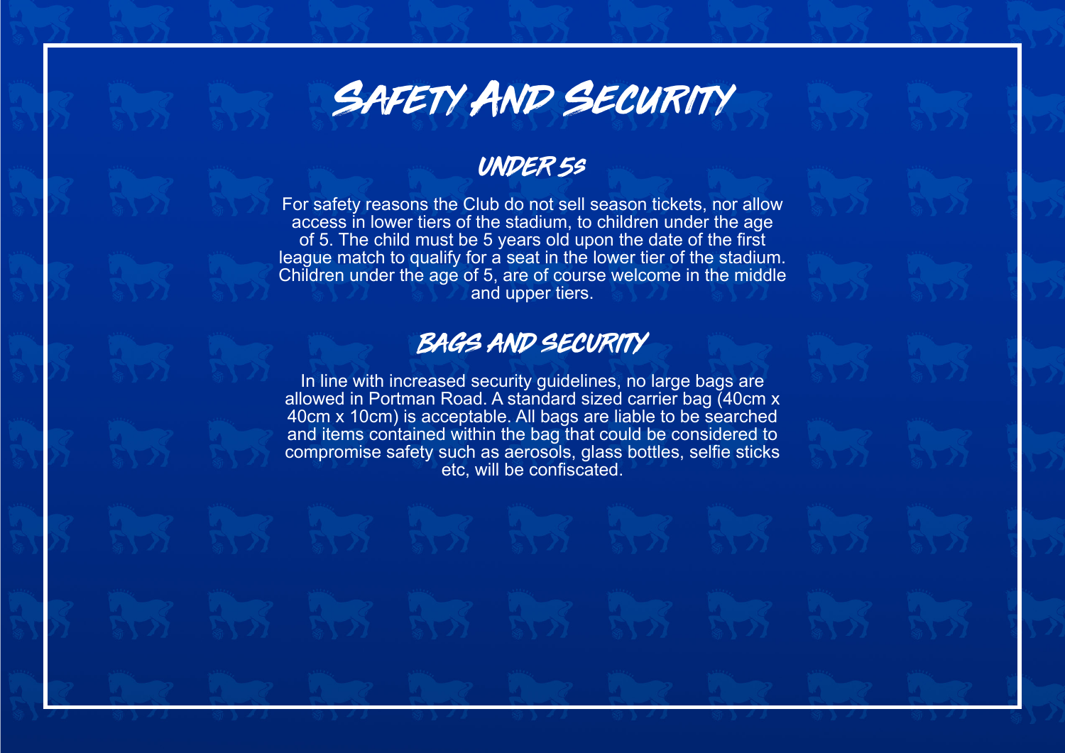# Safety And Security

## Under 5s

For safety reasons the Club do not sell season tickets, nor allow access in lower tiers of the stadium, to children under the age of 5. The child must be 5 years old upon the date of the first league match to qualify for a seat in the lower tier of the stadium. Children under the age of 5, are of course welcome in the middle and upper tiers.

## Bags and Security

In line with increased security guidelines, no large bags are allowed in Portman Road. A standard sized carrier bag (40cm x 40cm x 10cm) is acceptable. All bags are liable to be searched and items contained within the bag that could be considered to compromise safety such as aerosols, glass bottles, selfie sticks etc, will be confiscated.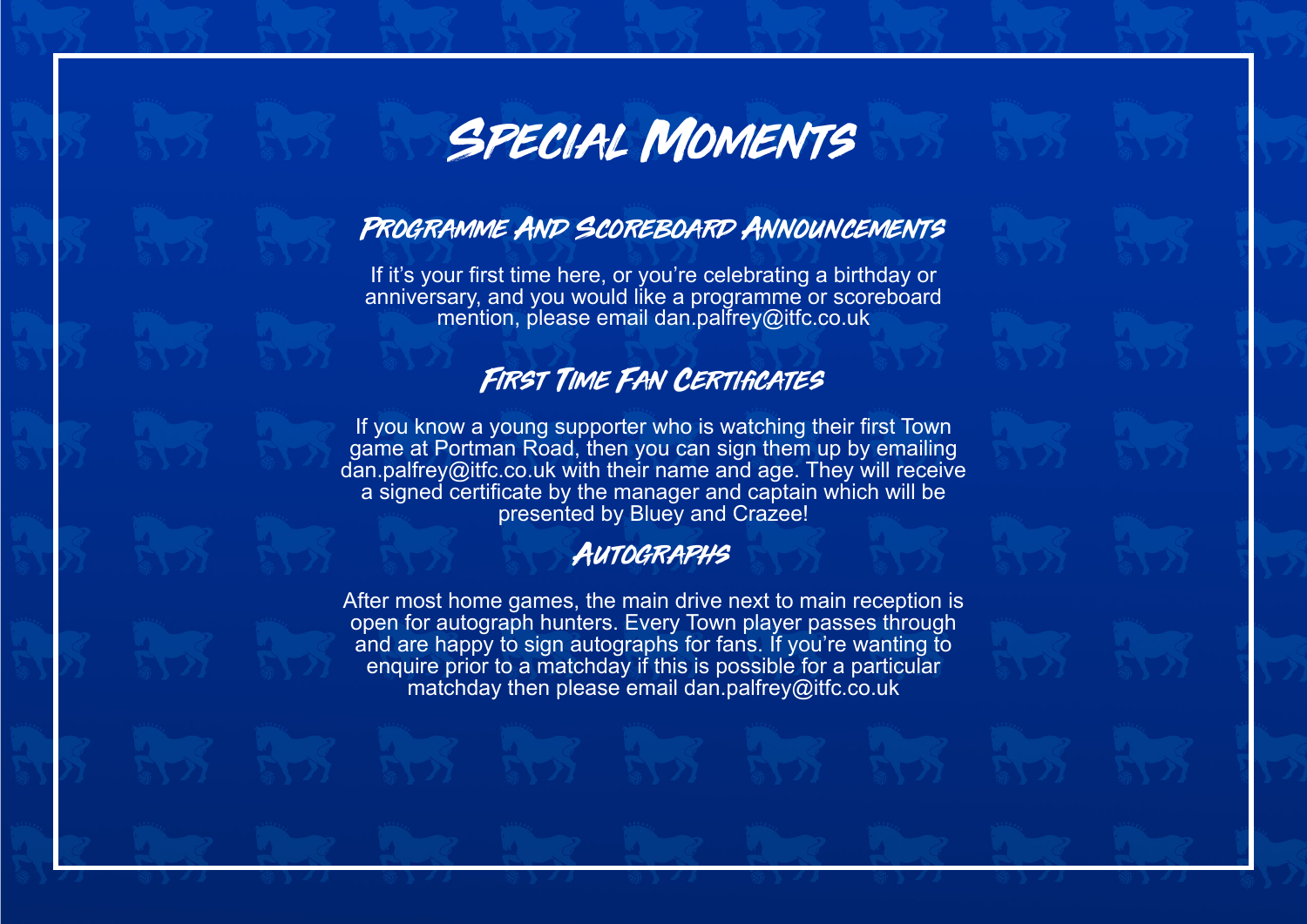# Special Moments

## Programme And Scoreboard Announcements

If it's your first time here, or you're celebrating a birthday or anniversary, and you would like a programme or scoreboard mention, please email dan.palfrey@itfc.co.uk

## First Time Fan Certificates

If you know a young supporter who is watching their first Town game at Portman Road, then you can sign them up by emailing dan.palfrey@itfc.co.uk with their name and age. They will receive a signed certificate by the manager and captain which will be presented by Bluey and Crazee!

## Autographs

After most home games, the main drive next to main reception is open for autograph hunters. Every Town player passes through and are happy to sign autographs for fans. If you're wanting to enquire prior to a matchday if this is possible for a particular matchday then please email dan.palfrey@itfc.co.uk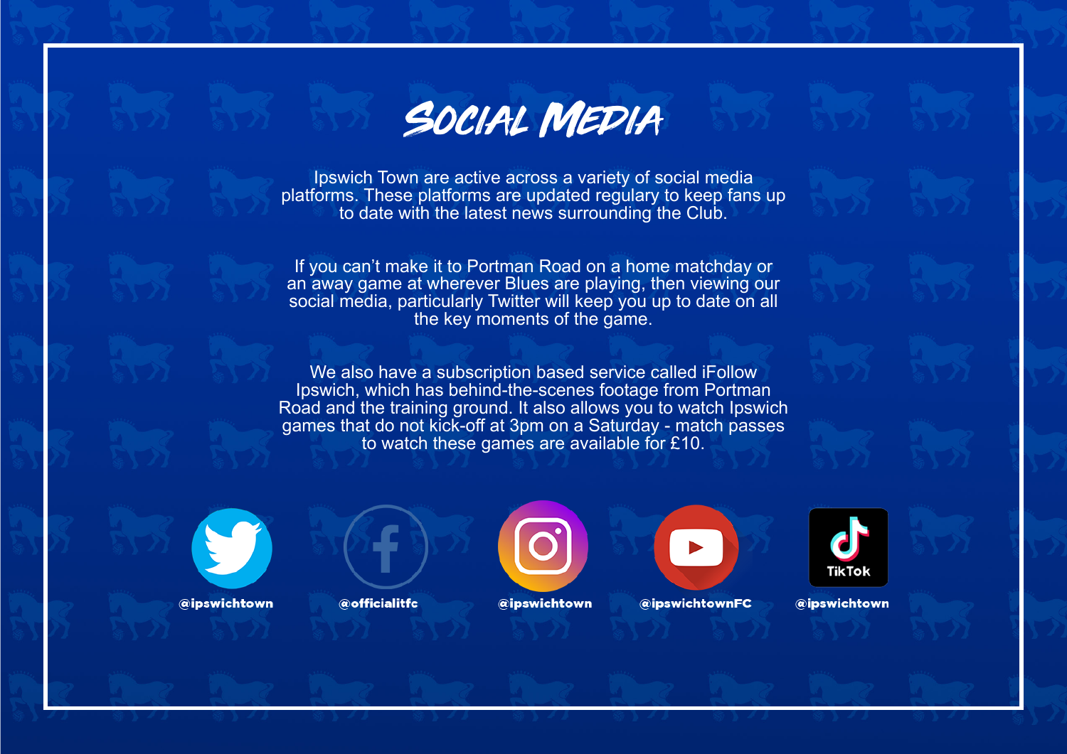# Social Media

Ipswich Town are active across a variety of social media platforms. These platforms are updated regulary to keep fans up to date with the latest news surrounding the Club.

If you can't make it to Portman Road on a home matchday or an away game at wherever Blues are playing, then viewing our social media, particularly Twitter will keep you up to date on all the key moments of the game.

We also have a subscription based service called iFollow Ipswich, which has behind-the-scenes footage from Portman Road and the training ground. It also allows you to watch Ipswich games that do not kick-off at 3pm on a Saturday - match passes to watch these games are available for £10.

@ipswichtown

@officialitfc

@ipswichtown

@ipswichtownFC

TikTok

@ipswichtown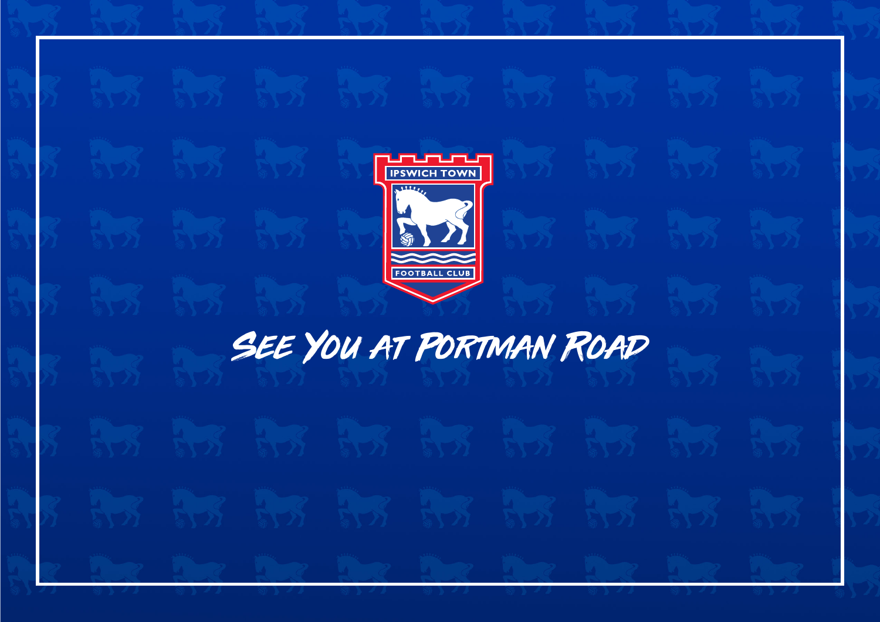IPSWICH TOWN

FOOTBALL CLUB

# See You at Portman Road